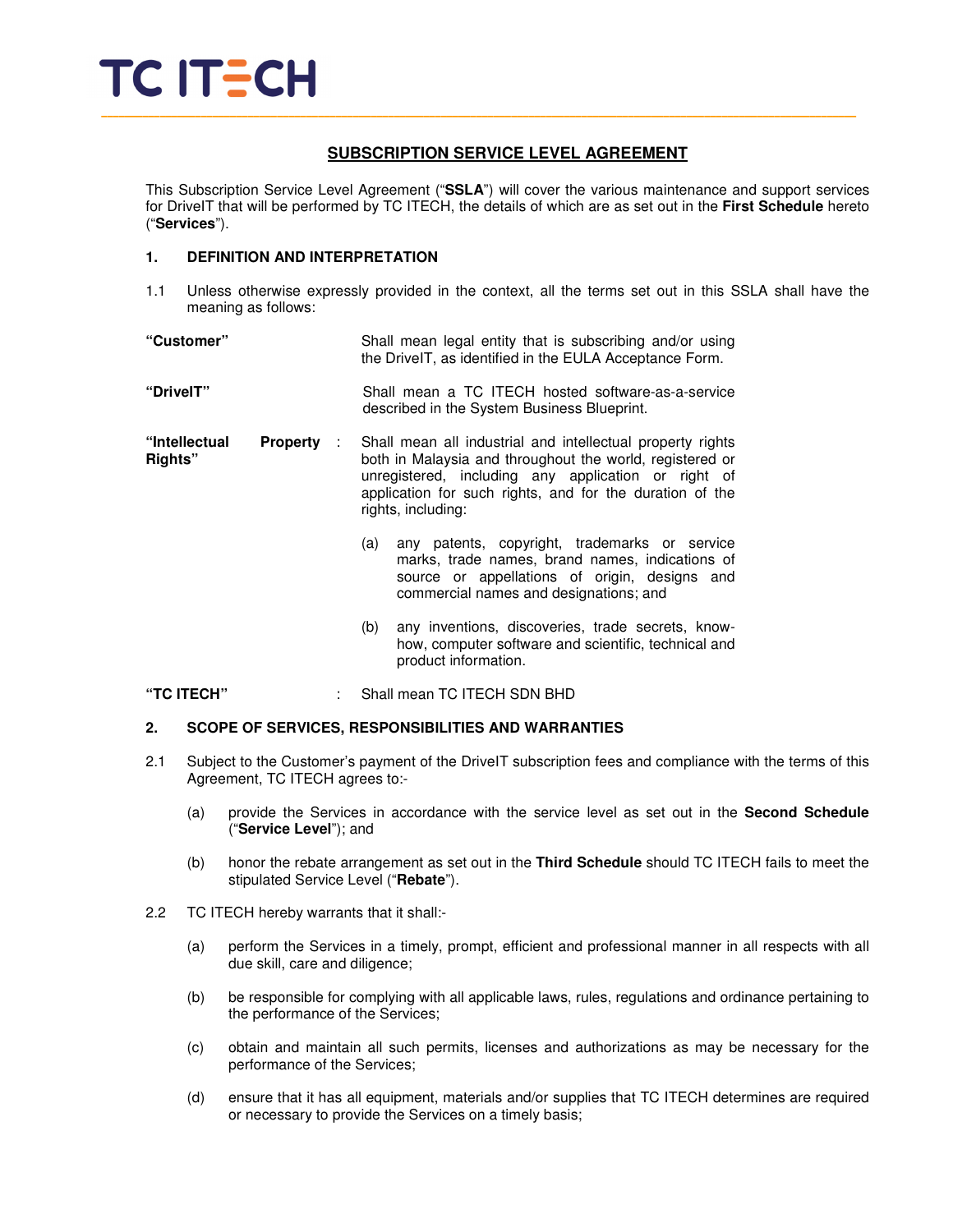# SUBSCRIPTION SERVICE LEVEL AGREEMENT

This Subscription Service Level Agreement ("**SSLA**") will cover the various maintenance and support services for DriveIT that will be performed by TC ITECH, the details of which are as set out in the **First Schedule** hereto ("**Services**").

## 1. DEFINITION AND INTERPRETATION

1.1 Unless otherwise expressly provided in the context, all the terms set out in this SSLA shall have the meaning as follows:

**"Customer"** Shall mean legal entity that is subscribing and/or using the DriveIT, as identified in the EULA Acceptance Form.

**"DriveIT"** Shall mean a TC ITECH hosted software-as-a-service described in the System Business Blueprint.

**"Intellectual Property Rights"** : Shall mean all industrial and intellectual property rights both in Malaysia and throughout the world, registered or unregistered, including any application or right of application for such rights, and for the duration of the rights, including:

(a) any patents, copyright, trademarks or service marks, trade names, brand names, indications of source or appellations of origin, designs and commercial names and designations; and

(b) any inventions, discoveries, trade secrets, know-how, computer software and scientific, technical and product information.

**"TC ITECH"** : Shall mean TC ITECH SDN BHD

## 2. SCOPE OF SERVICES, RESPONSIBILITIES AND WARRANTIES

2.1 Subject to the Customer's payment of the DriveIT subscription fees and compliance with the terms of this Agreement, TC ITECH agrees to:-

(a) provide the Services in accordance with the service level as set out in the **Second Schedule** ("**Service Level**"); and

(b) honor the rebate arrangement as set out in the **Third Schedule** should TC ITECH fails to meet the stipulated Service Level ("**Rebate**").

2.2 TC ITECH hereby warrants that it shall:-

(a) perform the Services in a timely, prompt, efficient and professional manner in all respects with all due skill, care and diligence;

(b) be responsible for complying with all applicable laws, rules, regulations and ordinance pertaining to the performance of the Services;

(c) obtain and maintain all such permits, licenses and authorizations as may be necessary for the performance of the Services;

(d) ensure that it has all equipment, materials and/or supplies that TC ITECH determines are required or necessary to provide the Services on a timely basis;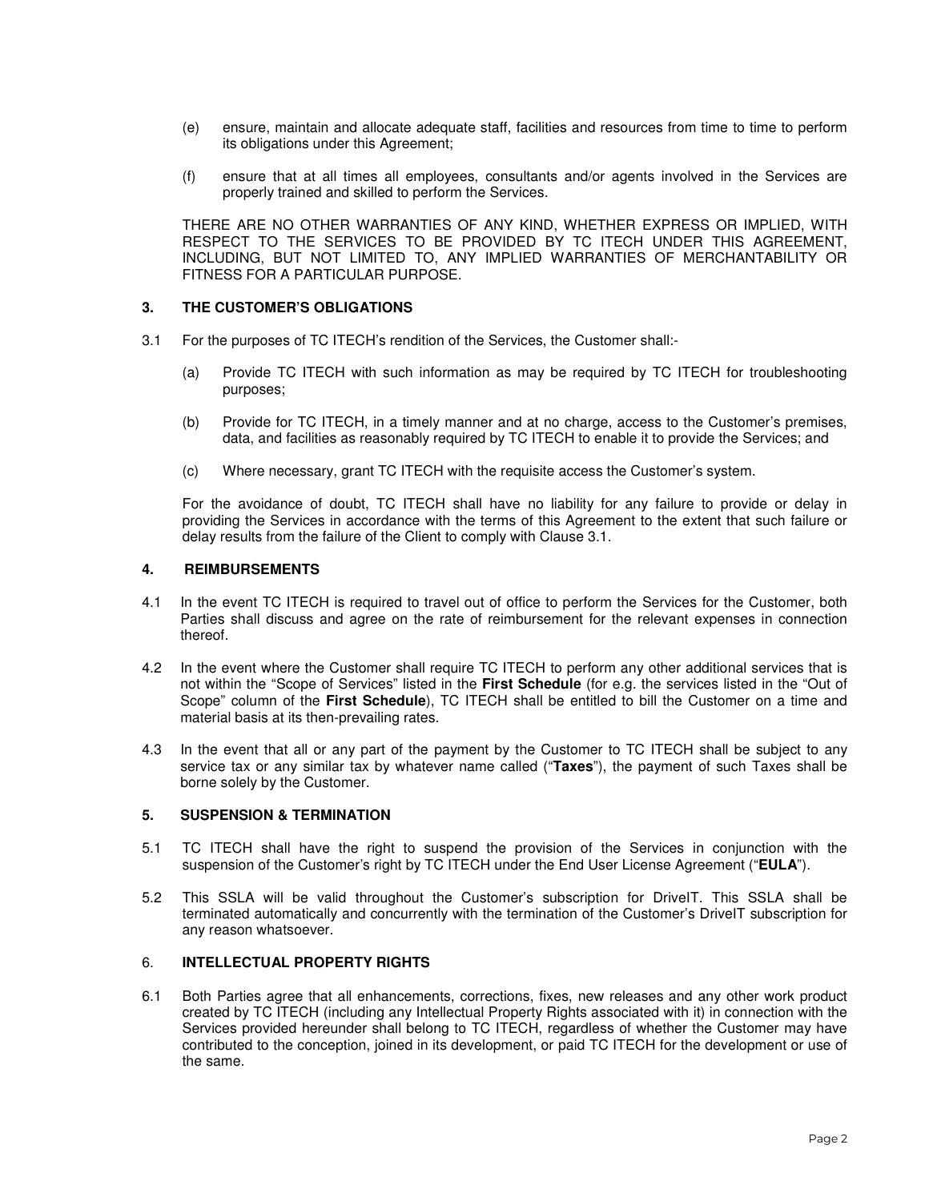(e) ensure, maintain and allocate adequate staff, facilities and resources from time to time to perform its obligations under this Agreement;

(f) ensure that at all times all employees, consultants and/or agents involved in the Services are properly trained and skilled to perform the Services.

THERE ARE NO OTHER WARRANTIES OF ANY KIND, WHETHER EXPRESS OR IMPLIED, WITH RESPECT TO THE SERVICES TO BE PROVIDED BY TC ITECH UNDER THIS AGREEMENT, INCLUDING, BUT NOT LIMITED TO, ANY IMPLIED WARRANTIES OF MERCHANTABILITY OR FITNESS FOR A PARTICULAR PURPOSE.

## 3. THE CUSTOMER'S OBLIGATIONS

3.1 For the purposes of TC ITECH's rendition of the Services, the Customer shall:-

(a) Provide TC ITECH with such information as may be required by TC ITECH for troubleshooting purposes;

(b) Provide for TC ITECH, in a timely manner and at no charge, access to the Customer's premises, data, and facilities as reasonably required by TC ITECH to enable it to provide the Services; and

(c) Where necessary, grant TC ITECH with the requisite access the Customer's system.

For the avoidance of doubt, TC ITECH shall have no liability for any failure to provide or delay in providing the Services in accordance with the terms of this Agreement to the extent that such failure or delay results from the failure of the Client to comply with Clause 3.1.

## 4. REIMBURSEMENTS

4.1 In the event TC ITECH is required to travel out of office to perform the Services for the Customer, both Parties shall discuss and agree on the rate of reimbursement for the relevant expenses in connection thereof.

4.2 In the event where the Customer shall require TC ITECH to perform any other additional services that is not within the "Scope of Services" listed in the **First Schedule** (for e.g. the services listed in the "Out of Scope" column of the **First Schedule**), TC ITECH shall be entitled to bill the Customer on a time and material basis at its then-prevailing rates.

4.3 In the event that all or any part of the payment by the Customer to TC ITECH shall be subject to any service tax or any similar tax by whatever name called ("**Taxes**"), the payment of such Taxes shall be borne solely by the Customer.

## 5. SUSPENSION & TERMINATION

5.1 TC ITECH shall have the right to suspend the provision of the Services in conjunction with the suspension of the Customer's right by TC ITECH under the End User License Agreement ("**EULA**").

5.2 This SSLA will be valid throughout the Customer's subscription for DriveIT. This SSLA shall be terminated automatically and concurrently with the termination of the Customer's DriveIT subscription for any reason whatsoever.

## 6. INTELLECTUAL PROPERTY RIGHTS

6.1 Both Parties agree that all enhancements, corrections, fixes, new releases and any other work product created by TC ITECH (including any Intellectual Property Rights associated with it) in connection with the Services provided hereunder shall belong to TC ITECH, regardless of whether the Customer may have contributed to the conception, joined in its development, or paid TC ITECH for the development or use of the same.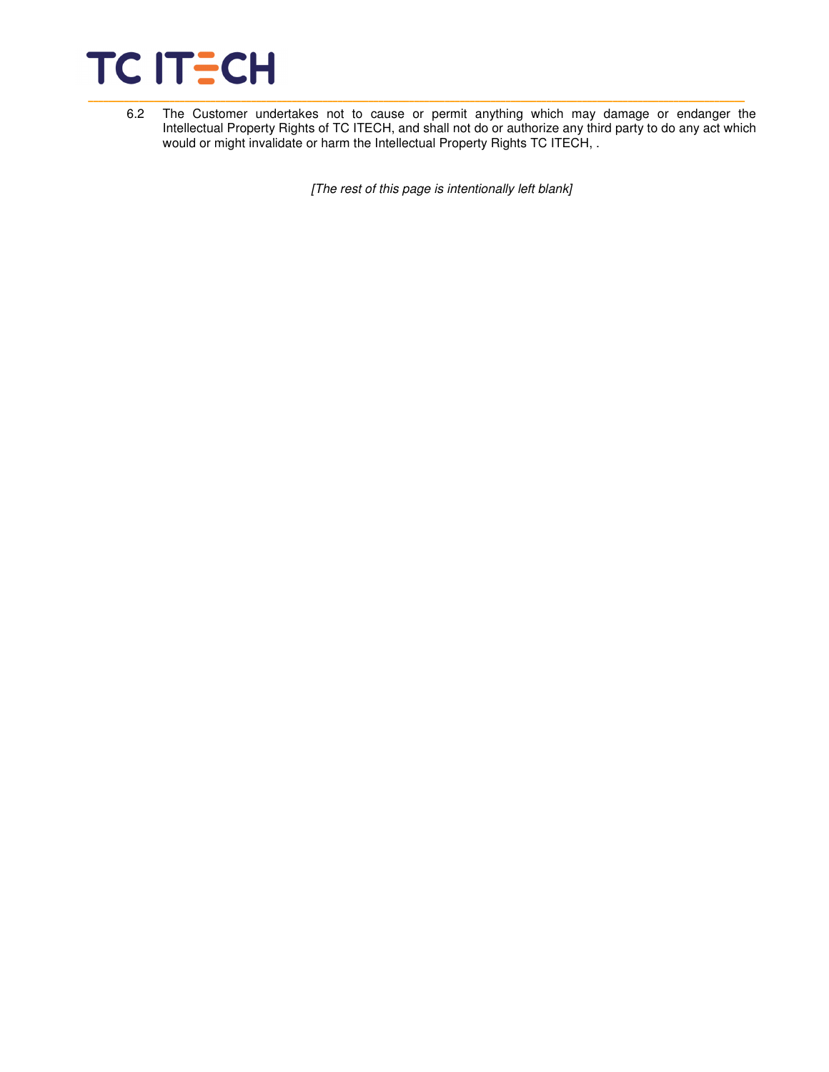6.2 The Customer undertakes not to cause or permit anything which may damage or endanger the Intellectual Property Rights of TC ITECH, and shall not do or authorize any third party to do any act which would or might invalidate or harm the Intellectual Property Rights TC ITECH, .

*[The rest of this page is intentionally left blank]*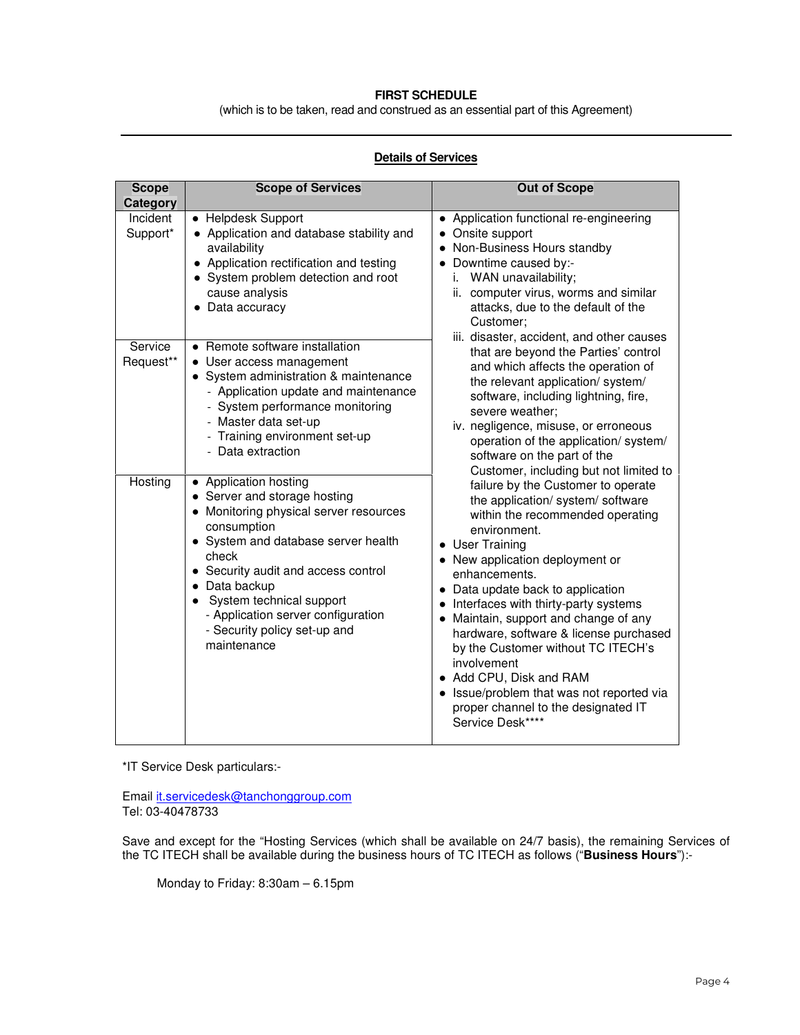**FIRST SCHEDULE**

(which is to be taken, read and construed as an essential part of this Agreement)

---

**Details of Services**

| Scope Category | Scope of Services | Out of Scope |
|---|---|---|
| Incident Support* | • Helpdesk Support<br>• Application and database stability and availability<br>• Application rectification and testing<br>• System problem detection and root cause analysis<br>• Data accuracy | • Application functional re-engineering<br>• Onsite support<br>• Non-Business Hours standby<br>• Downtime caused by:-<br>i. WAN unavailability;<br>ii. computer virus, worms and similar attacks, due to the default of the Customer;<br>iii. disaster, accident, and other causes that are beyond the Parties' control and which affects the operation of the relevant application/ system/ software, including lightning, fire, severe weather;<br>iv. negligence, misuse, or erroneous operation of the application/ system/ software on the part of the Customer, including but not limited to failure by the Customer to operate the application/ system/ software within the recommended operating environment.<br>• User Training<br>• New application deployment or enhancements.<br>• Data update back to application<br>• Interfaces with thirty-party systems<br>• Maintain, support and change of any hardware, software & license purchased by the Customer without TC ITECH's involvement<br>• Add CPU, Disk and RAM<br>• Issue/problem that was not reported via proper channel to the designated IT Service Desk**** |
| Service Request** | • Remote software installation<br>• User access management<br>• System administration & maintenance<br>- Application update and maintenance<br>- System performance monitoring<br>- Master data set-up<br>- Training environment set-up<br>- Data extraction | |
| Hosting | • Application hosting<br>• Server and storage hosting<br>• Monitoring physical server resources consumption<br>• System and database server health check<br>• Security audit and access control<br>• Data backup<br>• System technical support<br>- Application server configuration<br>- Security policy set-up and maintenance | |

*IT Service Desk particulars:-

Email it.servicedesk@tanchonggroup.com
Tel: 03-40478733

Save and except for the "Hosting Services (which shall be available on 24/7 basis), the remaining Services of the TC ITECH shall be available during the business hours of TC ITECH as follows ("**Business Hours**"):-

Monday to Friday: 8:30am – 6.15pm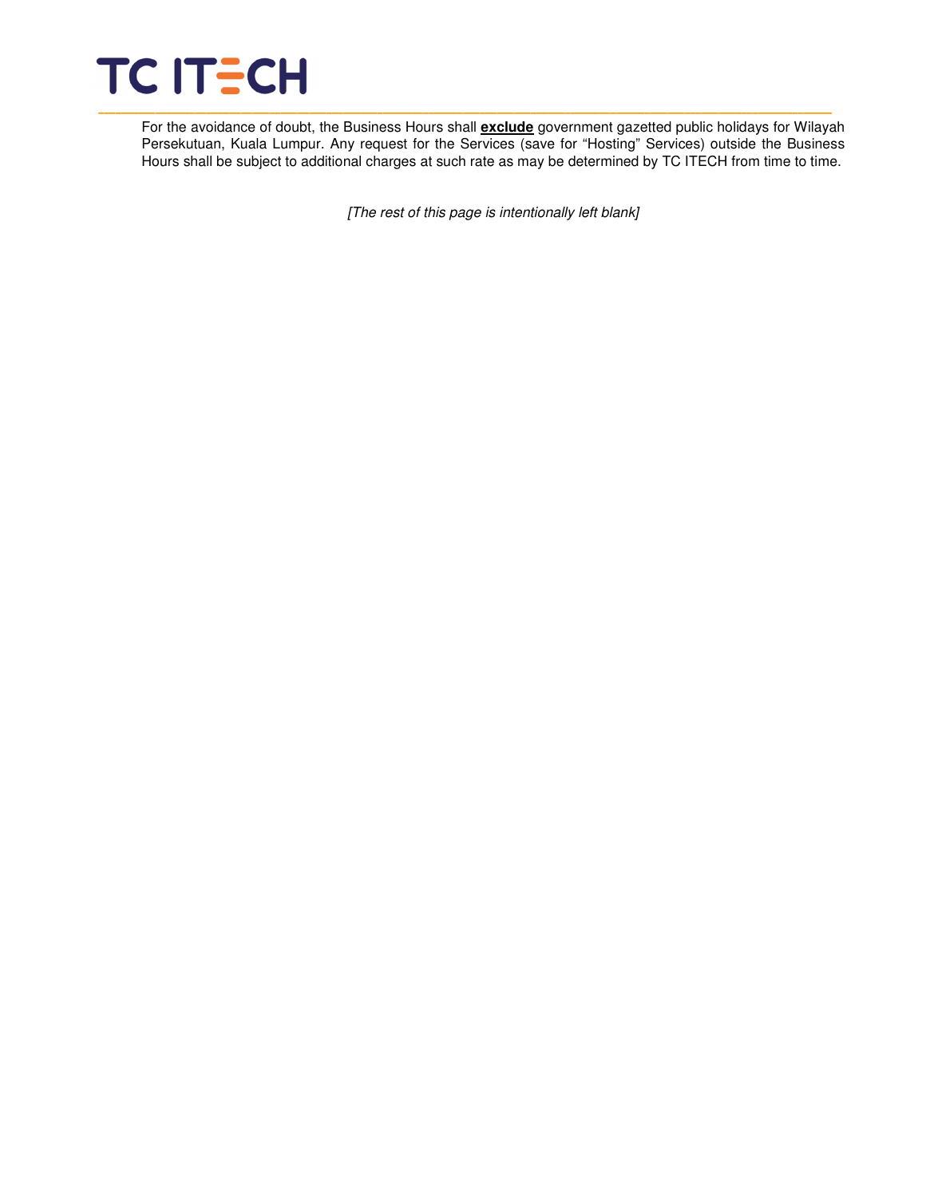For the avoidance of doubt, the Business Hours shall **exclude** government gazetted public holidays for Wilayah Persekutuan, Kuala Lumpur. Any request for the Services (save for "Hosting" Services) outside the Business Hours shall be subject to additional charges at such rate as may be determined by TC ITECH from time to time.

*[The rest of this page is intentionally left blank]*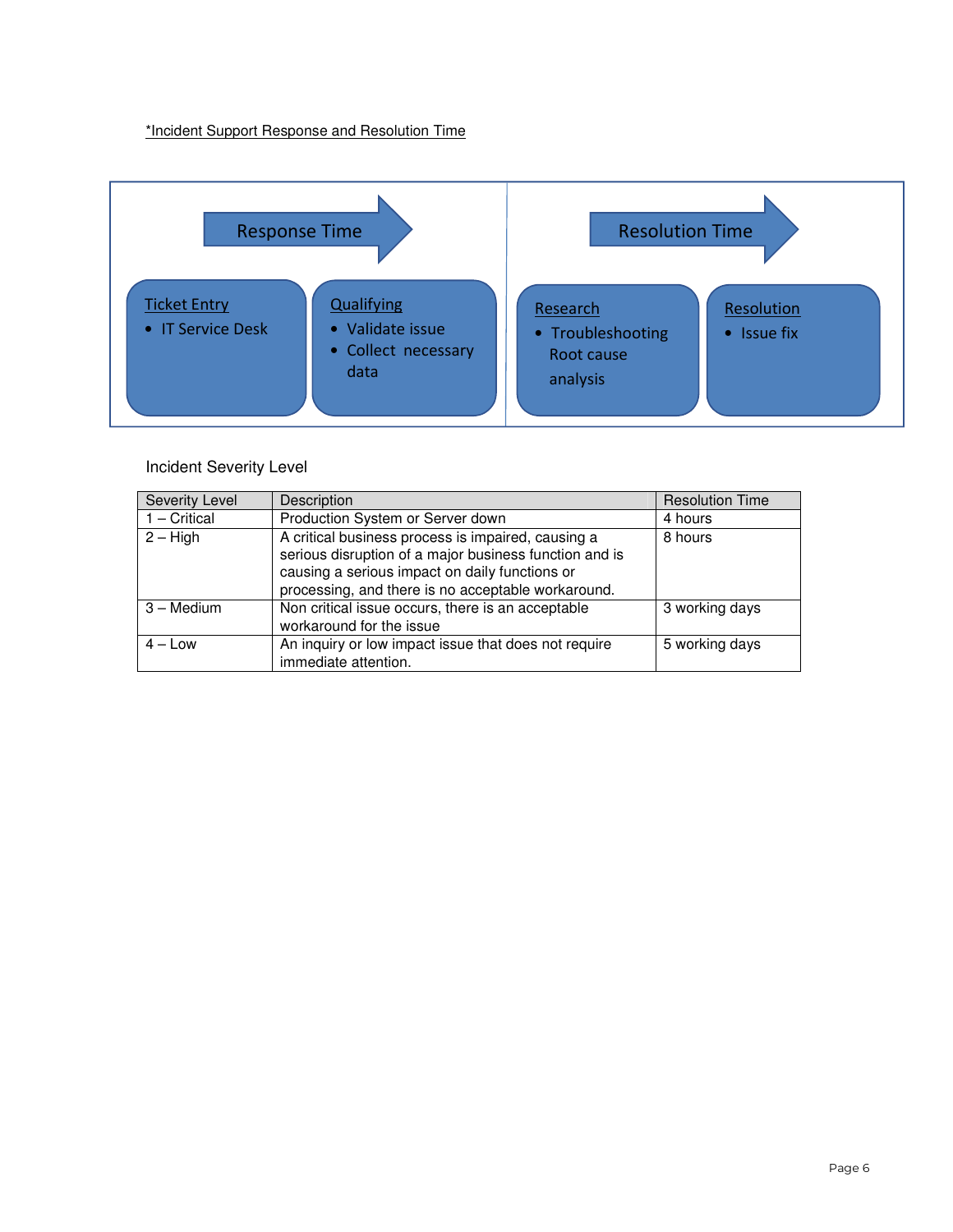*Incident Support Response and Resolution Time

**Response Time**

**Ticket Entry**
- IT Service Desk

**Qualifying**
- Validate issue
- Collect necessary data

**Resolution Time**

**Research**
- Troubleshooting Root cause analysis

**Resolution**
- Issue fix

Incident Severity Level

| Severity Level | Description | Resolution Time |
|---|---|---|
| 1 – Critical | Production System or Server down | 4 hours |
| 2 – High | A critical business process is impaired, causing a serious disruption of a major business function and is causing a serious impact on daily functions or processing, and there is no acceptable workaround. | 8 hours |
| 3 – Medium | Non critical issue occurs, there is an acceptable workaround for the issue | 3 working days |
| 4 – Low | An inquiry or low impact issue that does not require immediate attention. | 5 working days |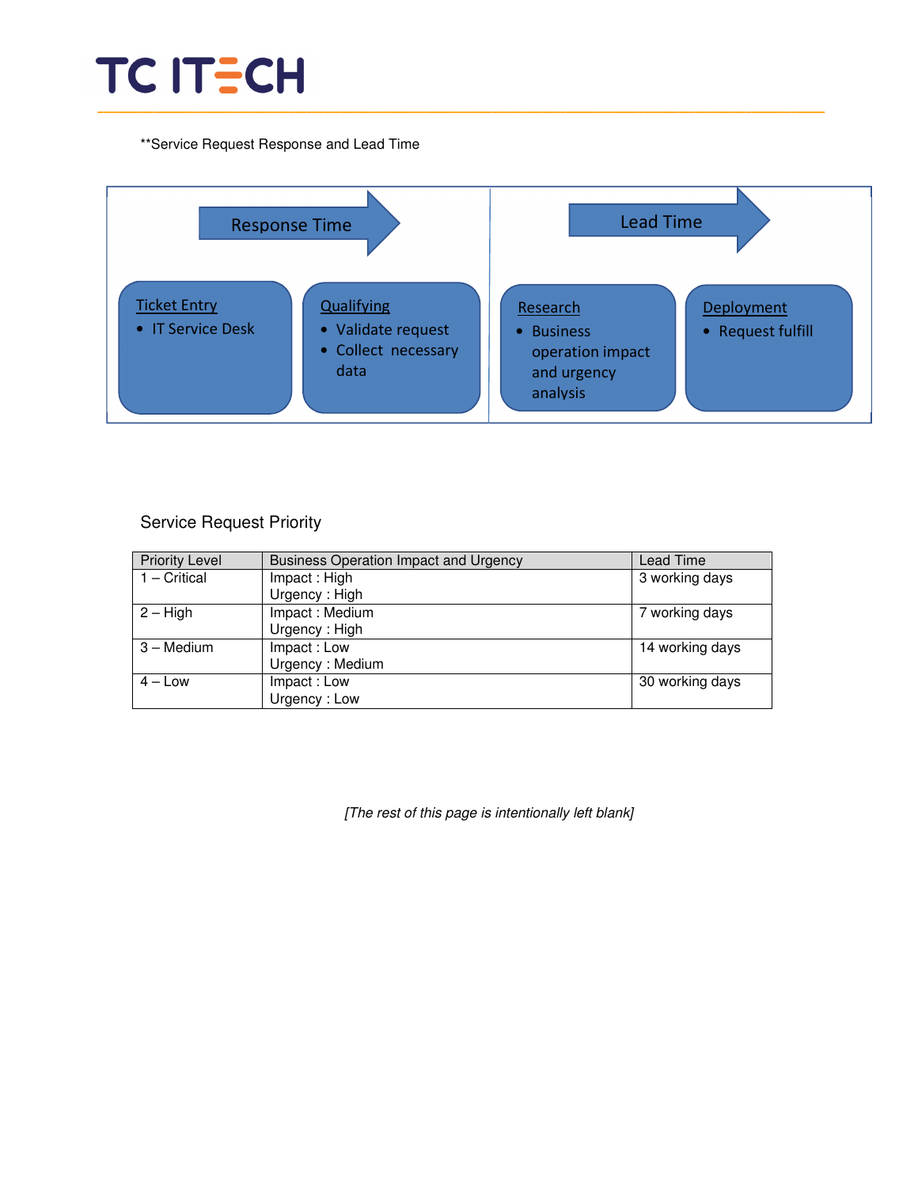**Service Request Response and Lead Time

Response Time

**Ticket Entry**
- IT Service Desk

**Qualifying**
- Validate request
- Collect necessary data

Lead Time

**Research**
- Business operation impact and urgency analysis

**Deployment**
- Request fulfill

## Service Request Priority

| Priority Level | Business Operation Impact and Urgency | Lead Time |
|---|---|---|
| 1 – Critical | Impact : High<br>Urgency : High | 3 working days |
| 2 – High | Impact : Medium<br>Urgency : High | 7 working days |
| 3 – Medium | Impact : Low<br>Urgency : Medium | 14 working days |
| 4 – Low | Impact : Low<br>Urgency : Low | 30 working days |

*[The rest of this page is intentionally left blank]*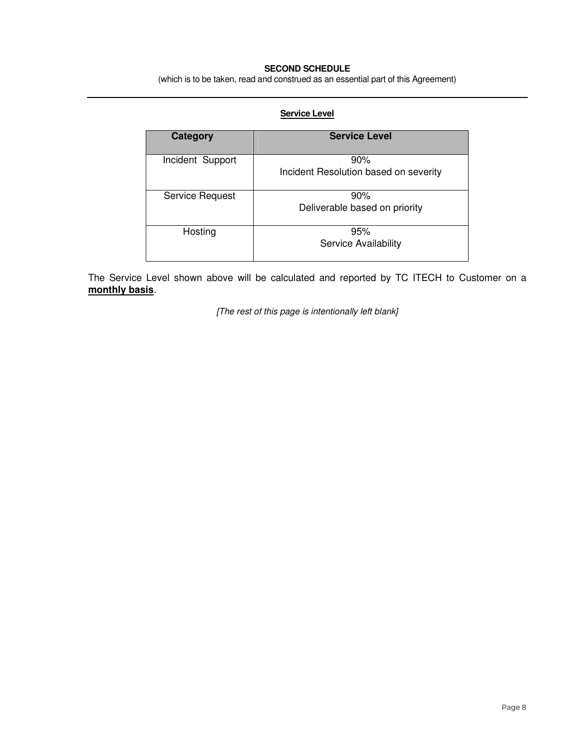**SECOND SCHEDULE**

(which is to be taken, read and construed as an essential part of this Agreement)

---

**Service Level**

| Category | Service Level |
|---|---|
| Incident Support | 90%<br>Incident Resolution based on severity |
| Service Request | 90%<br>Deliverable based on priority |
| Hosting | 95%<br>Service Availability |

The Service Level shown above will be calculated and reported by TC ITECH to Customer on a **monthly basis**.

*[The rest of this page is intentionally left blank]*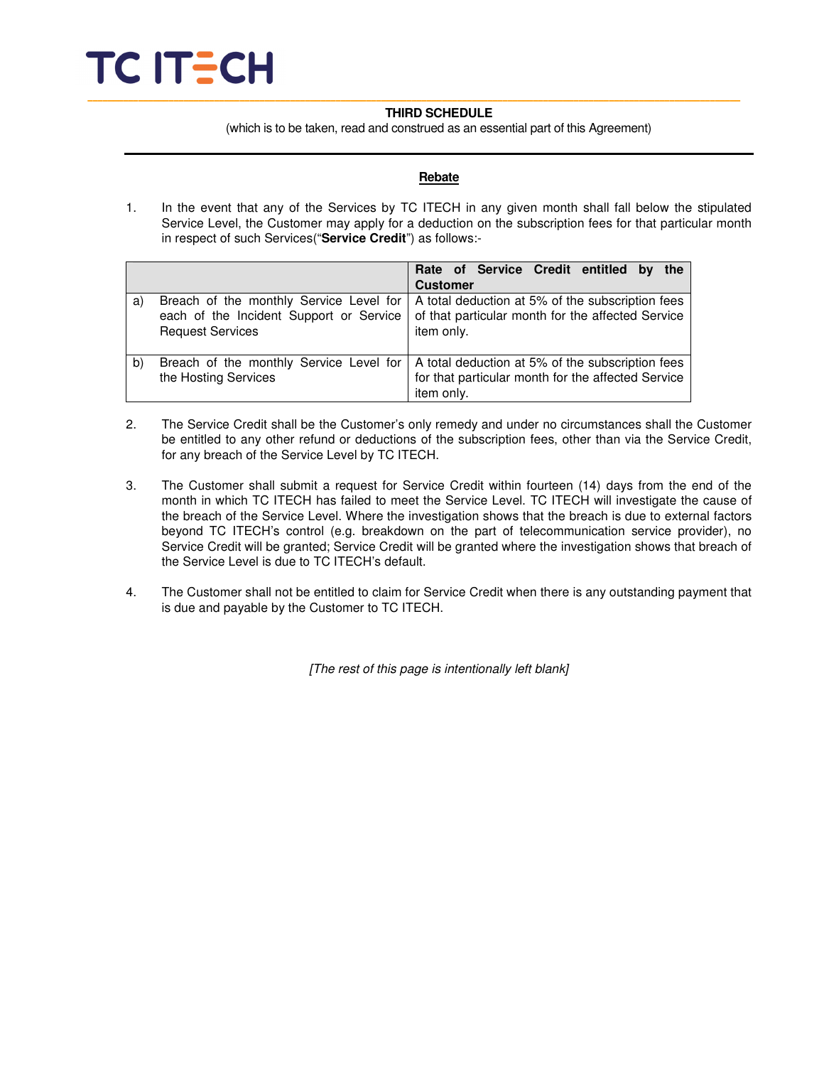**THIRD SCHEDULE**

(which is to be taken, read and construed as an essential part of this Agreement)

**Rebate**

1. In the event that any of the Services by TC ITECH in any given month shall fall below the stipulated Service Level, the Customer may apply for a deduction on the subscription fees for that particular month in respect of such Services("**Service Credit**") as follows:-

| | | Rate of Service Credit entitled by the Customer |
|---|---|---|
| a) | Breach of the monthly Service Level for each of the Incident Support or Service Request Services | A total deduction at 5% of the subscription fees of that particular month for the affected Service item only. |
| b) | Breach of the monthly Service Level for the Hosting Services | A total deduction at 5% of the subscription fees for that particular month for the affected Service item only. |

2. The Service Credit shall be the Customer's only remedy and under no circumstances shall the Customer be entitled to any other refund or deductions of the subscription fees, other than via the Service Credit, for any breach of the Service Level by TC ITECH.

3. The Customer shall submit a request for Service Credit within fourteen (14) days from the end of the month in which TC ITECH has failed to meet the Service Level. TC ITECH will investigate the cause of the breach of the Service Level. Where the investigation shows that the breach is due to external factors beyond TC ITECH's control (e.g. breakdown on the part of telecommunication service provider), no Service Credit will be granted; Service Credit will be granted where the investigation shows that breach of the Service Level is due to TC ITECH's default.

4. The Customer shall not be entitled to claim for Service Credit when there is any outstanding payment that is due and payable by the Customer to TC ITECH.

*[The rest of this page is intentionally left blank]*